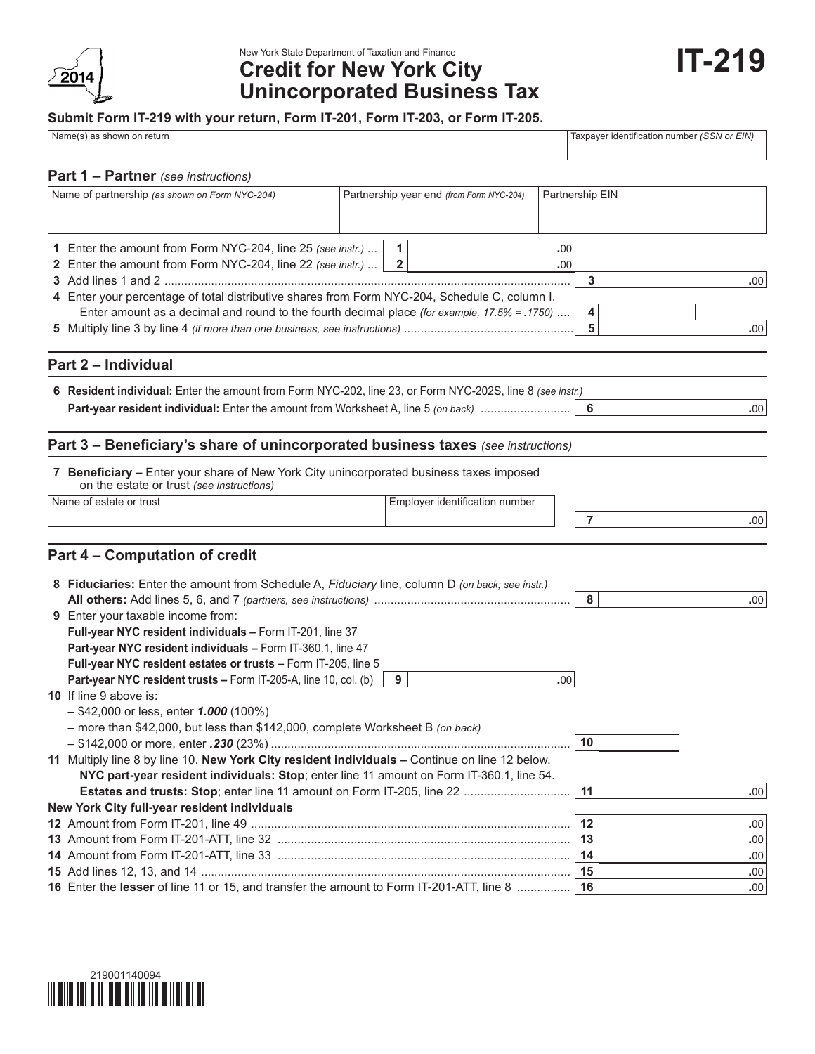2014

New York State Department of Taxation and Finance

# Credit for New York City Unincorporated Business Tax

# IT-219

**Submit Form IT-219 with your return, Form IT-201, Form IT-203, or Form IT-205.**

| Name(s) as shown on return | Taxpayer identification number *(SSN or EIN)* |
|---|---|
| | |

## Part 1 – Partner *(see instructions)*

| Name of partnership *(as shown on Form NYC-204)* | Partnership year end *(from Form NYC-204)* | Partnership EIN |
|---|---|---|
| | | |

**1** Enter the amount from Form NYC-204, line 25 *(see instr.)* ... **1** .00

**2** Enter the amount from Form NYC-204, line 22 *(see instr.)* ... **2** .00

**3** Add lines 1 and 2 ..... **3** .00

**4** Enter your percentage of total distributive shares from Form NYC-204, Schedule C, column I. Enter amount as a decimal and round to the fourth decimal place *(for example, 17.5% = .1750)* .... **4**

**5** Multiply line 3 by line 4 *(if more than one business, see instructions)* ..... **5** .00

## Part 2 – Individual

**6** **Resident individual:** Enter the amount from Form NYC-202, line 23, or Form NYC-202S, line 8 *(see instr.)*
**Part-year resident individual:** Enter the amount from Worksheet A, line 5 *(on back)* ..... **6** .00

## Part 3 – Beneficiary's share of unincorporated business taxes *(see instructions)*

**7** **Beneficiary –** Enter your share of New York City unincorporated business taxes imposed on the estate or trust *(see instructions)*

| Name of estate or trust | Employer identification number |
|---|---|
| | |

**7** .00

## Part 4 – Computation of credit

**8** **Fiduciaries:** Enter the amount from Schedule A, *Fiduciary* line, column D *(on back; see instr.)*
**All others:** Add lines 5, 6, and 7 *(partners, see instructions)* ..... **8** .00

**9** Enter your taxable income from:
**Full-year NYC resident individuals –** Form IT-201, line 37
**Part-year NYC resident individuals –** Form IT-360.1, line 47
**Full-year NYC resident estates or trusts –** Form IT-205, line 5
**Part-year NYC resident trusts –** Form IT-205-A, line 10, col. (b) **9** .00

**10** If line 9 above is:
– $42,000 or less, enter ***1.000*** (100%)
– more than $42,000, but less than $142,000, complete Worksheet B *(on back)*
– $142,000 or more, enter ***.230*** (23%) ..... **10**

**11** Multiply line 8 by line 10. **New York City resident individuals –** Continue on line 12 below.
**NYC part-year resident individuals: Stop**; enter line 11 amount on Form IT-360.1, line 54.
**Estates and trusts: Stop**; enter line 11 amount on Form IT-205, line 22 ..... **11** .00

**New York City full-year resident individuals**

**12** Amount from Form IT-201, line 49 ..... **12** .00

**13** Amount from Form IT-201-ATT, line 32 ..... **13** .00

**14** Amount from Form IT-201-ATT, line 33 ..... **14** .00

**15** Add lines 12, 13, and 14 ..... **15** .00

**16** Enter the **lesser** of line 11 or 15, and transfer the amount to Form IT-201-ATT, line 8 ..... **16** .00

219001140094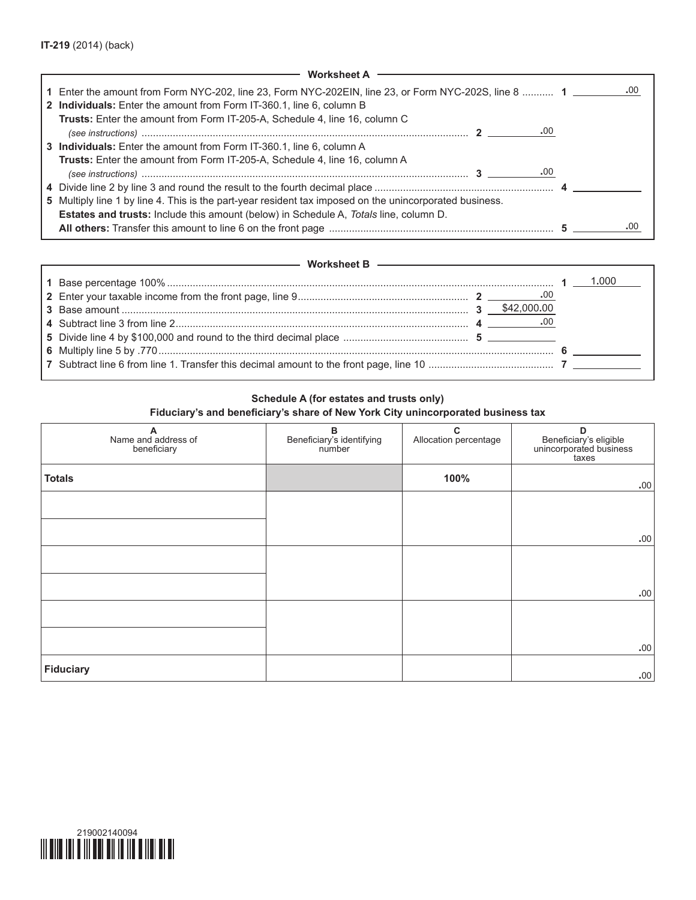IT-219 (2014) (back)

## Worksheet A

1 Enter the amount from Form NYC-202, line 23, Form NYC-202EIN, line 23, or Form NYC-202S, line 8 ........... 1 _______ .00

2 **Individuals:** Enter the amount from Form IT-360.1, line 6, column B
**Trusts:** Enter the amount from Form IT-205-A, Schedule 4, line 16, column C
*(see instructions)* .......... 2 _______ .00

3 **Individuals:** Enter the amount from Form IT-360.1, line 6, column A
**Trusts:** Enter the amount from Form IT-205-A, Schedule 4, line 16, column A
*(see instructions)* .......... 3 _______ .00

4 Divide line 2 by line 3 and round the result to the fourth decimal place .......... 4 _______

5 Multiply line 1 by line 4. This is the part-year resident tax imposed on the unincorporated business.
**Estates and trusts:** Include this amount (below) in Schedule A, *Totals* line, column D.
**All others:** Transfer this amount to line 6 on the front page .......... 5 _______ .00

## Worksheet B

1 Base percentage 100% .......... 1 1.000

2 Enter your taxable income from the front page, line 9 .......... 2 _______ .00

3 Base amount .......... 3 $42,000.00

4 Subtract line 3 from line 2 .......... 4 _______ .00

5 Divide line 4 by $100,000 and round to the third decimal place .......... 5 _______

6 Multiply line 5 by .770 .......... 6 _______

7 Subtract line 6 from line 1. Transfer this decimal amount to the front page, line 10 .......... 7 _______

### Schedule A (for estates and trusts only)
### Fiduciary's and beneficiary's share of New York City unincorporated business tax

| A Name and address of beneficiary | B Beneficiary's identifying number | C Allocation percentage | D Beneficiary's eligible unincorporated business taxes |
|---|---|---|---|
| **Totals** | | **100%** | .00 |
| | | | |
| | | | .00 |
| | | | |
| | | | .00 |
| | | | |
| | | | .00 |
| **Fiduciary** | | | .00 |

219002140094